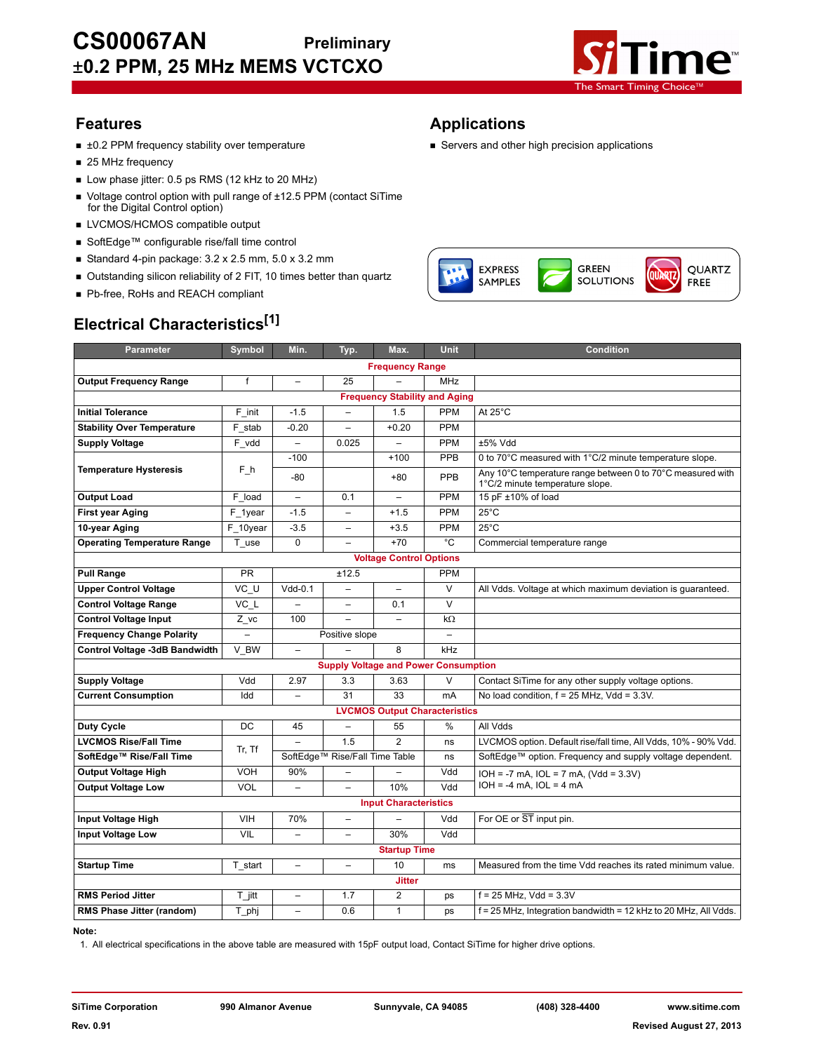# CS00067AN Preliminary
# ±0.2 PPM, 25 MHz MEMS VCTCXO

## Features

- ±0.2 PPM frequency stability over temperature
- 25 MHz frequency
- Low phase jitter: 0.5 ps RMS (12 kHz to 20 MHz)
- Voltage control option with pull range of ±12.5 PPM (contact SiTime for the Digital Control option)
- LVCMOS/HCMOS compatible output
- SoftEdge™ configurable rise/fall time control
- Standard 4-pin package: 3.2 x 2.5 mm, 5.0 x 3.2 mm
- Outstanding silicon reliability of 2 FIT, 10 times better than quartz
- Pb-free, RoHS and REACH compliant

## Applications

- Servers and other high precision applications

EXPRESS SAMPLES · GREEN SOLUTIONS · QUARTZ FREE

## Electrical Characteristics[1]

| Parameter | Symbol | Min. | Typ. | Max. | Unit | Condition |
|---|---|---|---|---|---|---|
| **Frequency Range** | | | | | | |
| Output Frequency Range | f | – | 25 | – | MHz | |
| **Frequency Stability and Aging** | | | | | | |
| Initial Tolerance | F_init | -1.5 | – | 1.5 | PPM | At 25°C |
| Stability Over Temperature | F_stab | -0.20 | – | +0.20 | PPM | |
| Supply Voltage | F_vdd | – | 0.025 | – | PPM | ±5% Vdd |
| Temperature Hysteresis | F_h | -100 | | +100 | PPB | 0 to 70°C measured with 1°C/2 minute temperature slope. |
| | | -80 | | +80 | PPB | Any 10°C temperature range between 0 to 70°C measured with 1°C/2 minute temperature slope. |
| Output Load | F_load | – | 0.1 | – | PPM | 15 pF ±10% of load |
| First year Aging | F_1year | -1.5 | – | +1.5 | PPM | 25°C |
| 10-year Aging | F_10year | -3.5 | – | +3.5 | PPM | 25°C |
| Operating Temperature Range | T_use | 0 | – | +70 | °C | Commercial temperature range |
| **Voltage Control Options** | | | | | | |
| Pull Range | PR | | ±12.5 | | PPM | |
| Upper Control Voltage | VC_U | Vdd-0.1 | – | – | V | All Vdds. Voltage at which maximum deviation is guaranteed. |
| Control Voltage Range | VC_L | – | – | 0.1 | V | |
| Control Voltage Input | Z_vc | 100 | – | – | kΩ | |
| Frequency Change Polarity | – | | Positive slope | | – | |
| Control Voltage -3dB Bandwidth | V_BW | – | – | 8 | kHz | |
| **Supply Voltage and Power Consumption** | | | | | | |
| Supply Voltage | Vdd | 2.97 | 3.3 | 3.63 | V | Contact SiTime for any other supply voltage options. |
| Current Consumption | Idd | – | 31 | 33 | mA | No load condition, f = 25 MHz, Vdd = 3.3V. |
| **LVCMOS Output Characteristics** | | | | | | |
| Duty Cycle | DC | 45 | – | 55 | % | All Vdds |
| LVCMOS Rise/Fall Time | Tr, Tf | – | 1.5 | 2 | ns | LVCMOS option. Default rise/fall time, All Vdds, 10% - 90% Vdd. |
| SoftEdge™ Rise/Fall Time | | | SoftEdge™ Rise/Fall Time Table | | ns | SoftEdge™ option. Frequency and supply voltage dependent. |
| Output Voltage High | VOH | 90% | – | – | Vdd | IOH = -7 mA, IOL = 7 mA, (Vdd = 3.3V) |
| Output Voltage Low | VOL | – | – | 10% | Vdd | IOH = -4 mA, IOL = 4 mA |
| **Input Characteristics** | | | | | | |
| Input Voltage High | VIH | 70% | – | – | Vdd | For OE or ST̄ input pin. |
| Input Voltage Low | VIL | – | – | 30% | Vdd | |
| **Startup Time** | | | | | | |
| Startup Time | T_start | – | – | 10 | ms | Measured from the time Vdd reaches its rated minimum value. |
| **Jitter** | | | | | | |
| RMS Period Jitter | T_jitt | – | 1.7 | 2 | ps | f = 25 MHz, Vdd = 3.3V |
| RMS Phase Jitter (random) | T_phj | – | 0.6 | 1 | ps | f = 25 MHz, Integration bandwidth = 12 kHz to 20 MHz, All Vdds. |

**Note:**

1. All electrical specifications in the above table are measured with 15pF output load, Contact SiTime for higher drive options.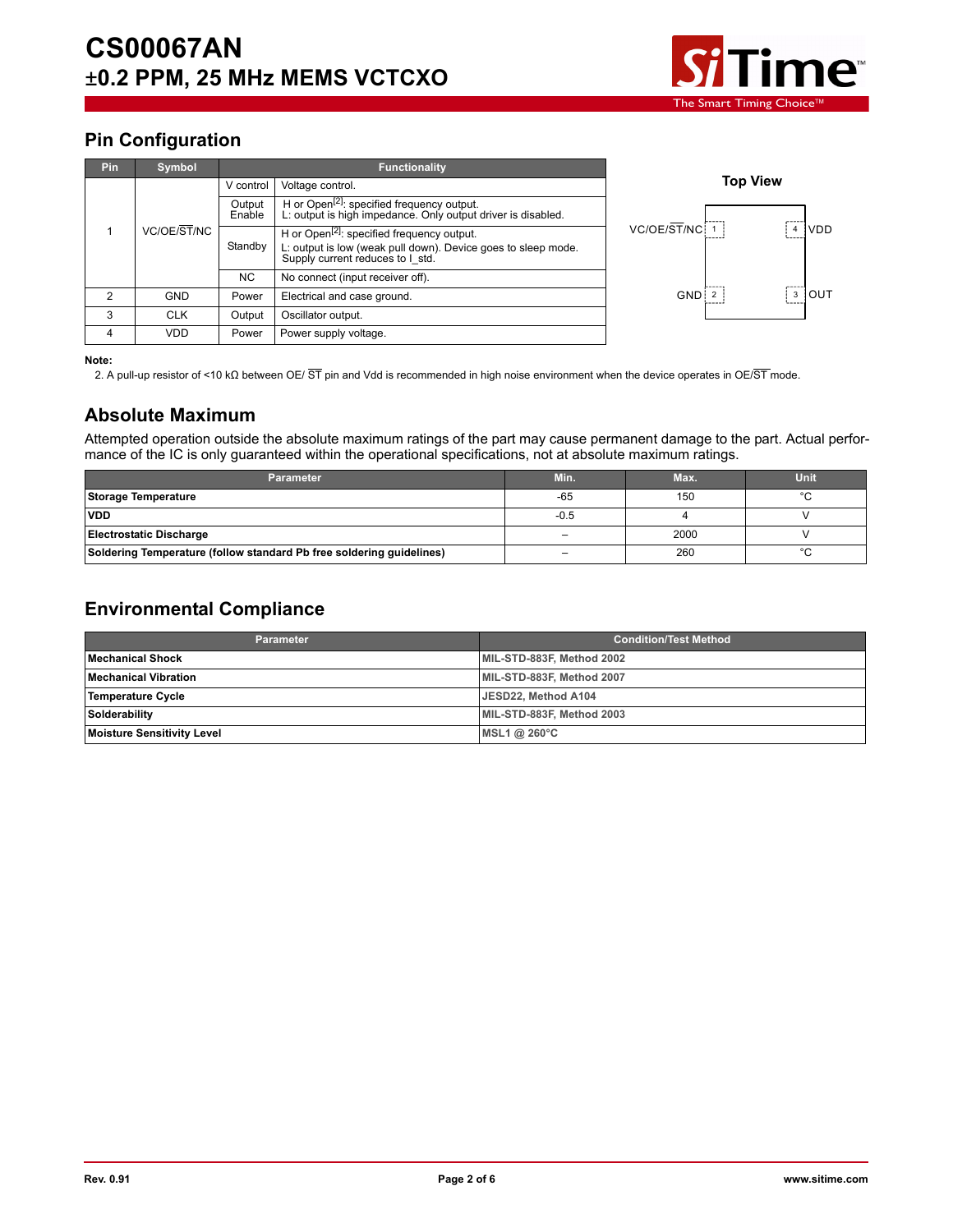## Pin Configuration

| Pin | Symbol | Functionality | |
|---|---|---|---|
| 1 | VC/OE/$\overline{ST}$/NC | V control | Voltage control. |
| | | Output Enable | H or Open[2]: specified frequency output.<br>L: output is high impedance. Only output driver is disabled. |
| | | Standby | H or Open[2]: specified frequency output.<br>L: output is low (weak pull down). Device goes to sleep mode. Supply current reduces to I_std. |
| | | NC | No connect (input receiver off). |
| 2 | GND | Power | Electrical and case ground. |
| 3 | CLK | Output | Oscillator output. |
| 4 | VDD | Power | Power supply voltage. |

**Top View**

| | | | |
|---|---|---|---|
| VC/OE/$\overline{ST}$/NC | 1 | 4 | VDD |
| GND | 2 | 3 | OUT |

**Note:**

2. A pull-up resistor of <10 kΩ between OE/ $\overline{ST}$ pin and Vdd is recommended in high noise environment when the device operates in OE/$\overline{ST}$ mode.

## Absolute Maximum

Attempted operation outside the absolute maximum ratings of the part may cause permanent damage to the part. Actual performance of the IC is only guaranteed within the operational specifications, not at absolute maximum ratings.

| Parameter | Min. | Max. | Unit |
|---|---|---|---|
| **Storage Temperature** | -65 | 150 | °C |
| **VDD** | -0.5 | 4 | V |
| **Electrostatic Discharge** | – | 2000 | V |
| **Soldering Temperature (follow standard Pb free soldering guidelines)** | – | 260 | °C |

## Environmental Compliance

| Parameter | Condition/Test Method |
|---|---|
| **Mechanical Shock** | **MIL-STD-883F, Method 2002** |
| **Mechanical Vibration** | **MIL-STD-883F, Method 2007** |
| **Temperature Cycle** | **JESD22, Method A104** |
| **Solderability** | **MIL-STD-883F, Method 2003** |
| **Moisture Sensitivity Level** | **MSL1 @ 260°C** |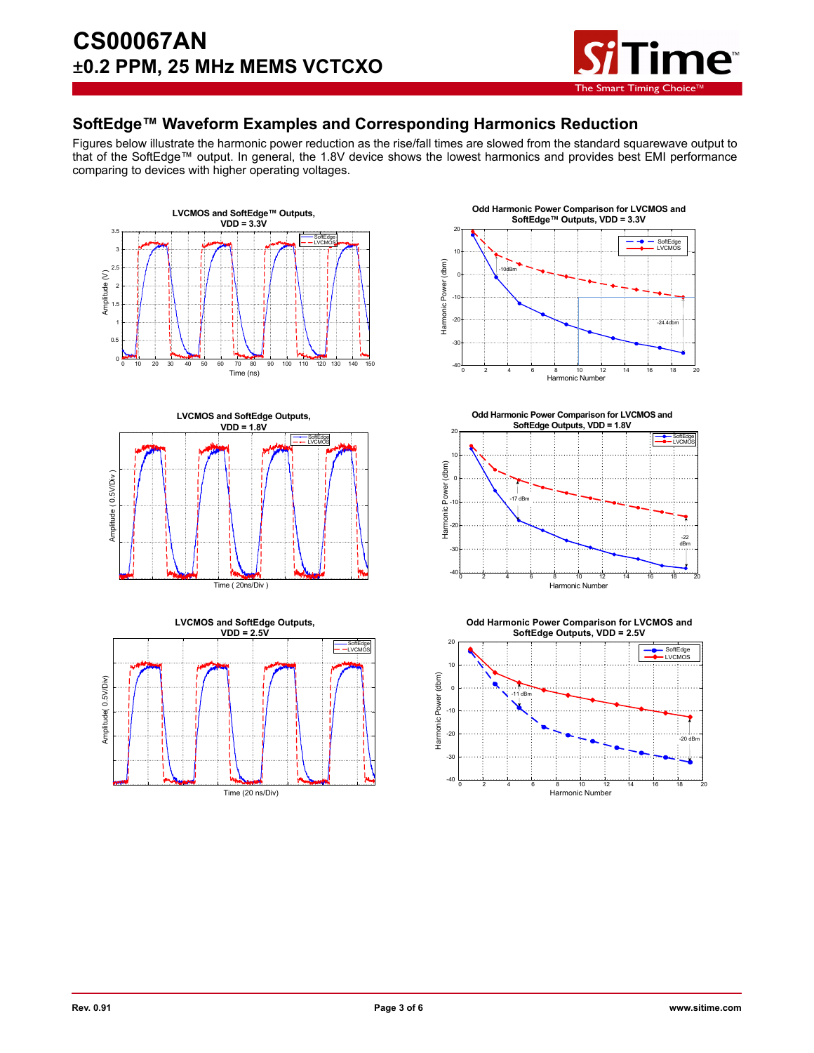## SoftEdge™ Waveform Examples and Corresponding Harmonics Reduction

Figures below illustrate the harmonic power reduction as the rise/fall times are slowed from the standard squarewave output to that of the SoftEdge™ output. In general, the 1.8V device shows the lowest harmonics and provides best EMI performance comparing to devices with higher operating voltages.

**LVCMOS and SoftEdge™ Outputs, VDD = 3.3V**

**Odd Harmonic Power Comparison for LVCMOS and SoftEdge™ Outputs, VDD = 3.3V**

**LVCMOS and SoftEdge Outputs, VDD = 1.8V**

**Odd Harmonic Power Comparison for LVCMOS and SoftEdge Outputs, VDD = 1.8V**

**LVCMOS and SoftEdge Outputs, VDD = 2.5V**

**Odd Harmonic Power Comparison for LVCMOS and SoftEdge Outputs, VDD = 2.5V**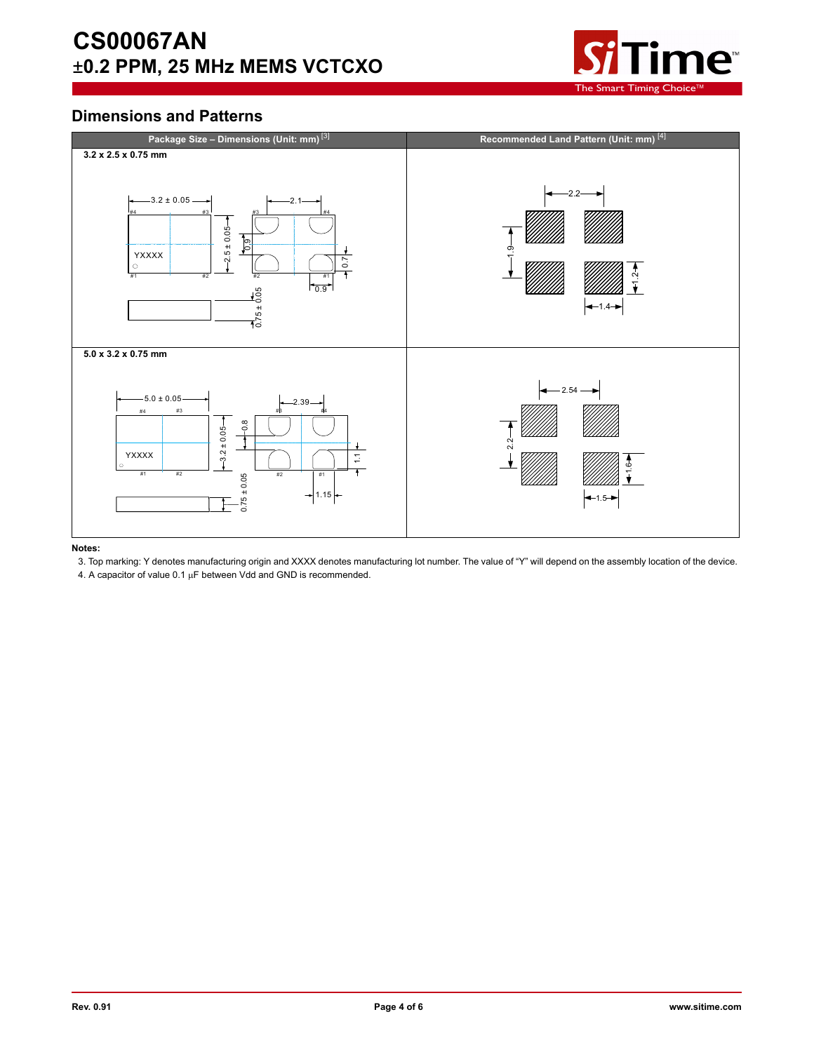## Dimensions and Patterns

| Package Size – Dimensions (Unit: mm) [3] | Recommended Land Pattern (Unit: mm) [4] |
|---|---|
| 3.2 x 2.5 x 0.75 mm | |
| 5.0 x 3.2 x 0.75 mm | |

**Notes:**

3. Top marking: Y denotes manufacturing origin and XXXX denotes manufacturing lot number. The value of "Y" will depend on the assembly location of the device.
4. A capacitor of value 0.1 µF between Vdd and GND is recommended.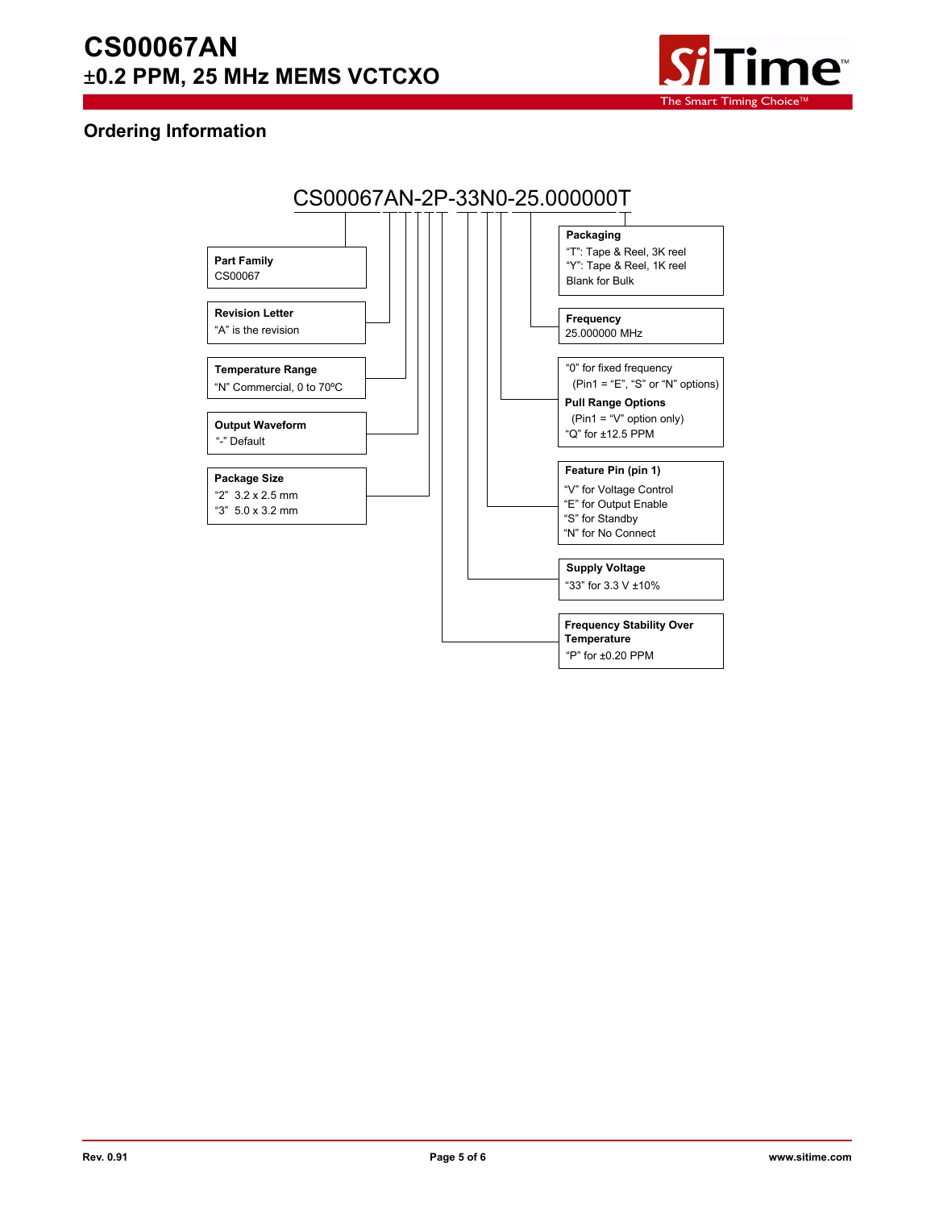## Ordering Information

CS00067AN-2P-33N0-25.000000T

**Part Family**
CS00067

**Revision Letter**
"A" is the revision

**Temperature Range**
"N" Commercial, 0 to 70ºC

**Output Waveform**
"-" Default

**Package Size**
"2" 3.2 x 2.5 mm
"3" 5.0 x 3.2 mm

**Packaging**
"T": Tape & Reel, 3K reel
"Y": Tape & Reel, 1K reel
Blank for Bulk

**Frequency**
25.000000 MHz

"0" for fixed frequency
(Pin1 = "E", "S" or "N" options)

**Pull Range Options**
(Pin1 = "V" option only)
"Q" for ±12.5 PPM

**Feature Pin (pin 1)**
"V" for Voltage Control
"E" for Output Enable
"S" for Standby
"N" for No Connect

**Supply Voltage**
"33" for 3.3 V ±10%

**Frequency Stability Over Temperature**
"P" for ±0.20 PPM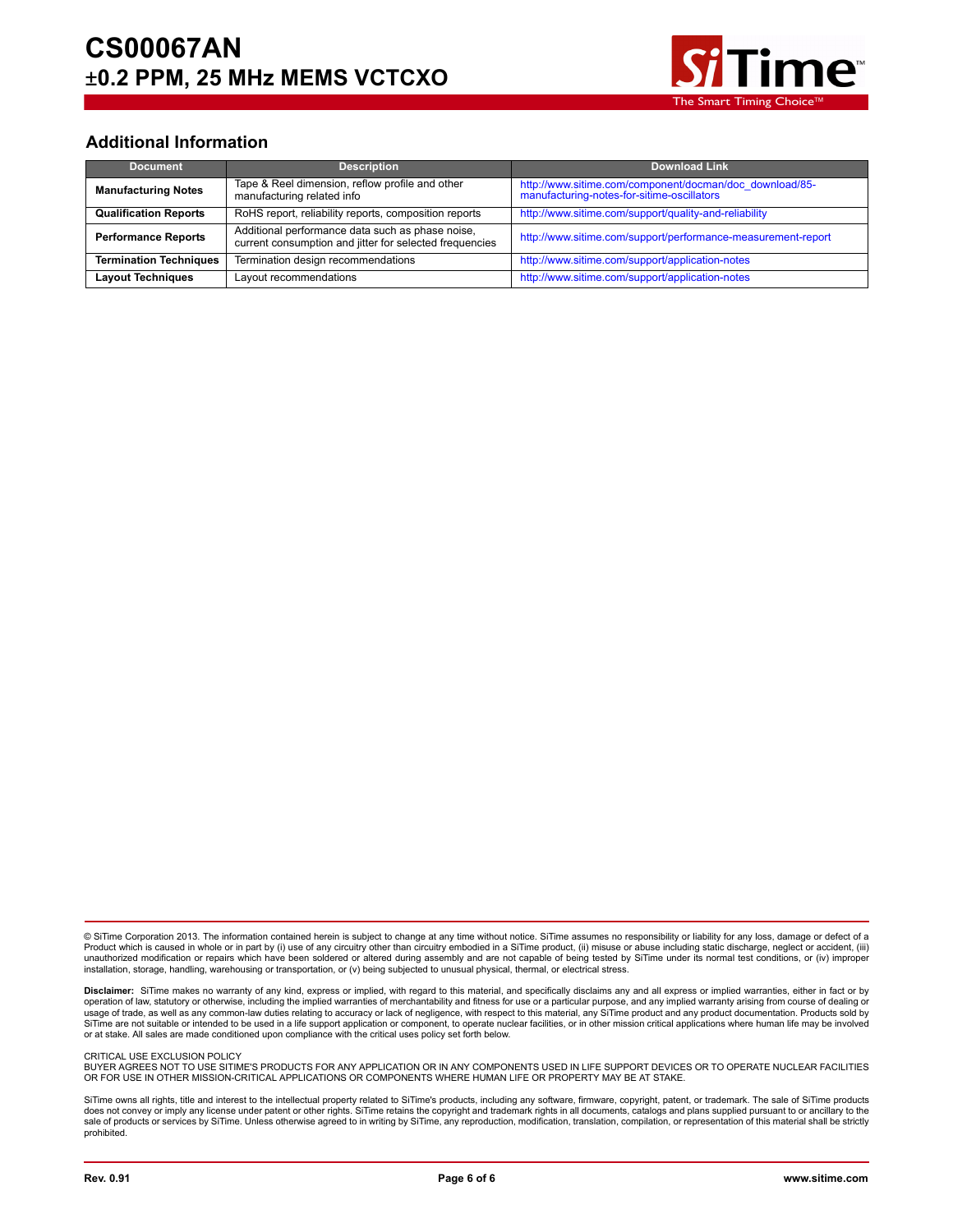## Additional Information

| Document | Description | Download Link |
|---|---|---|
| **Manufacturing Notes** | Tape & Reel dimension, reflow profile and other manufacturing related info | http://www.sitime.com/component/docman/doc_download/85-manufacturing-notes-for-sitime-oscillators |
| **Qualification Reports** | RoHS report, reliability reports, composition reports | http://www.sitime.com/support/quality-and-reliability |
| **Performance Reports** | Additional performance data such as phase noise, current consumption and jitter for selected frequencies | http://www.sitime.com/support/performance-measurement-report |
| **Termination Techniques** | Termination design recommendations | http://www.sitime.com/support/application-notes |
| **Layout Techniques** | Layout recommendations | http://www.sitime.com/support/application-notes |

© SiTime Corporation 2013. The information contained herein is subject to change at any time without notice. SiTime assumes no responsibility or liability for any loss, damage or defect of a Product which is caused in whole or in part by (i) use of any circuitry other than circuitry embodied in a SiTime product, (ii) misuse or abuse including static discharge, neglect or accident, (iii) unauthorized modification or repairs which have been soldered or altered during assembly and are not capable of being tested by SiTime under its normal test conditions, or (iv) improper installation, storage, handling, warehousing or transportation, or (v) being subjected to unusual physical, thermal, or electrical stress.

**Disclaimer:** SiTime makes no warranty of any kind, express or implied, with regard to this material, and specifically disclaims any and all express or implied warranties, either in fact or by operation of law, statutory or otherwise, including the implied warranties of merchantability and fitness for use or a particular purpose, and any implied warranty arising from course of dealing or usage of trade, as well as any common-law duties relating to accuracy or lack of negligence, with respect to this material, any SiTime product and any product documentation. Products sold by SiTime are not suitable or intended to be used in a life support application or component, to operate nuclear facilities, or in other mission critical applications where human life may be involved or at stake. All sales are made conditioned upon compliance with the critical uses policy set forth below.

CRITICAL USE EXCLUSION POLICY
BUYER AGREES NOT TO USE SITIME'S PRODUCTS FOR ANY APPLICATION OR IN ANY COMPONENTS USED IN LIFE SUPPORT DEVICES OR TO OPERATE NUCLEAR FACILITIES OR FOR USE IN OTHER MISSION-CRITICAL APPLICATIONS OR COMPONENTS WHERE HUMAN LIFE OR PROPERTY MAY BE AT STAKE.

SiTime owns all rights, title and interest to the intellectual property related to SiTime's products, including any software, firmware, copyright, patent, or trademark. The sale of SiTime products does not convey or imply any license under patent or other rights. SiTime retains the copyright and trademark rights in all documents, catalogs and plans supplied pursuant to or ancillary to the sale of products or services by SiTime. Unless otherwise agreed to in writing by SiTime, any reproduction, modification, translation, compilation, or representation of this material shall be strictly prohibited.